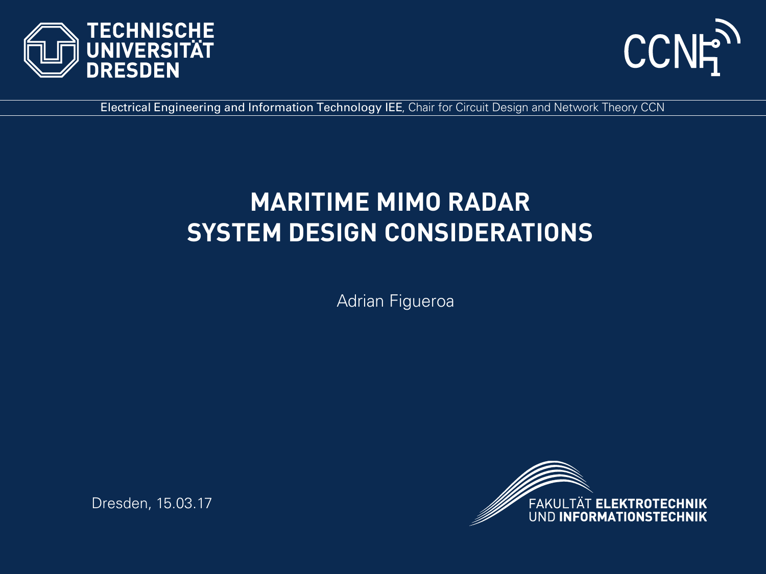TECHNISCHE UNIVERSITÄT DRESDEN

CCN

Electrical Engineering and Information Technology IEE, Chair for Circuit Design and Network Theory CCN

# MARITIME MIMO RADAR SYSTEM DESIGN CONSIDERATIONS

Adrian Figueroa

Dresden, 15.03.17

FAKULTÄT **ELEKTROTECHNIK** UND **INFORMATIONSTECHNIK**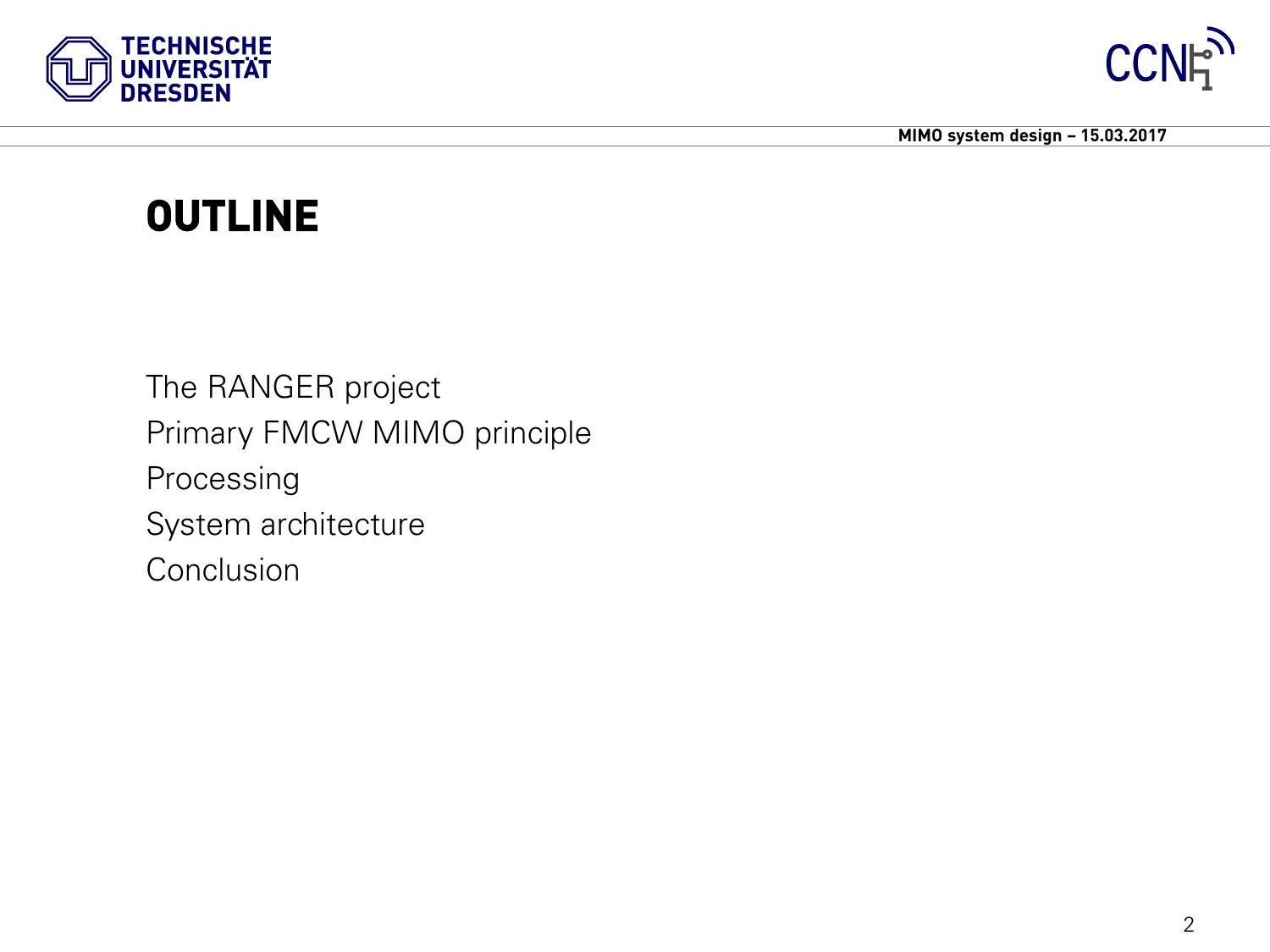# OUTLINE

The RANGER project

Primary FMCW MIMO principle

Processing

System architecture

Conclusion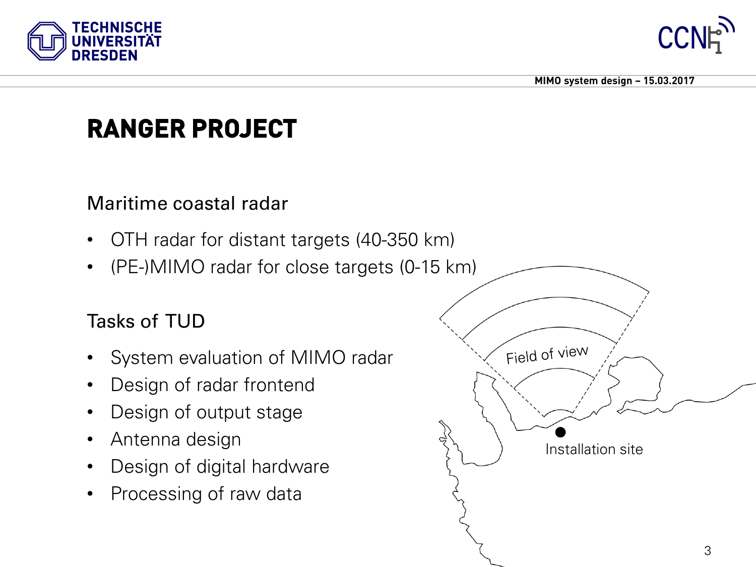# RANGER PROJECT

## Maritime coastal radar

- OTH radar for distant targets (40-350 km)
- (PE-)MIMO radar for close targets (0-15 km)

## Tasks of TUD

- System evaluation of MIMO radar
- Design of radar frontend
- Design of output stage
- Antenna design
- Design of digital hardware
- Processing of raw data

Field of view

Installation site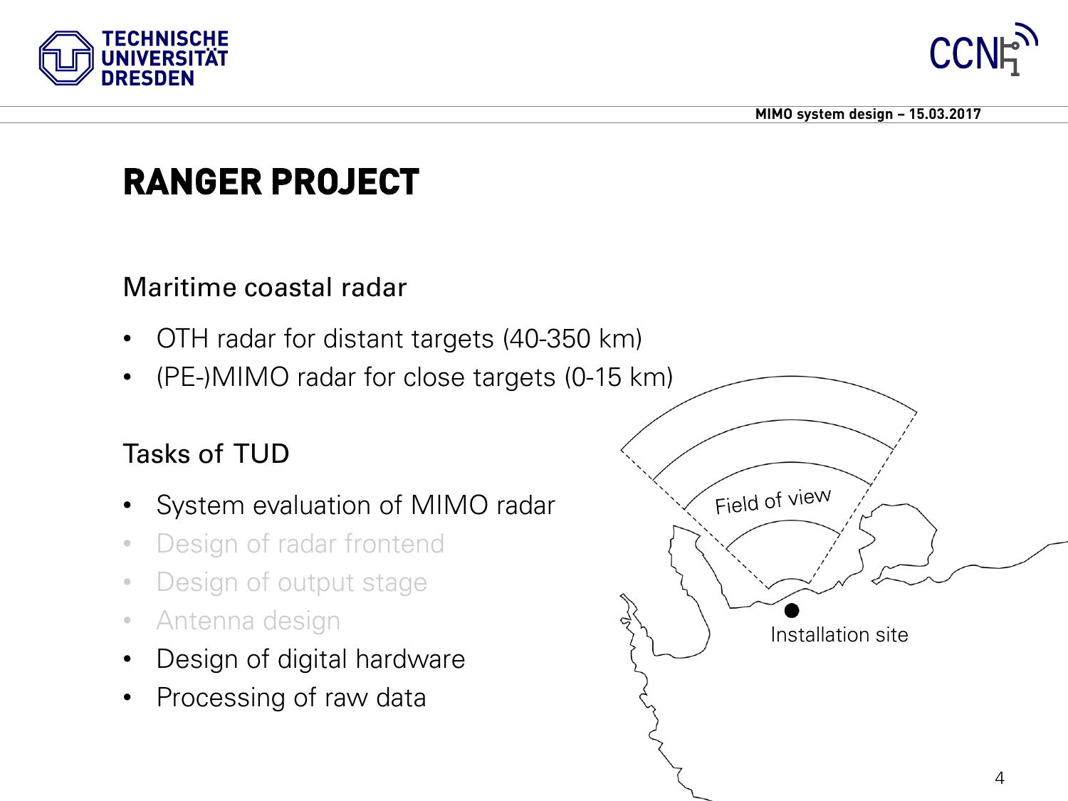# RANGER PROJECT

## Maritime coastal radar

- OTH radar for distant targets (40-350 km)
- (PE-)MIMO radar for close targets (0-15 km)

## Tasks of TUD

- System evaluation of MIMO radar
- Design of radar frontend
- Design of output stage
- Antenna design
- Design of digital hardware
- Processing of raw data

Field of view

Installation site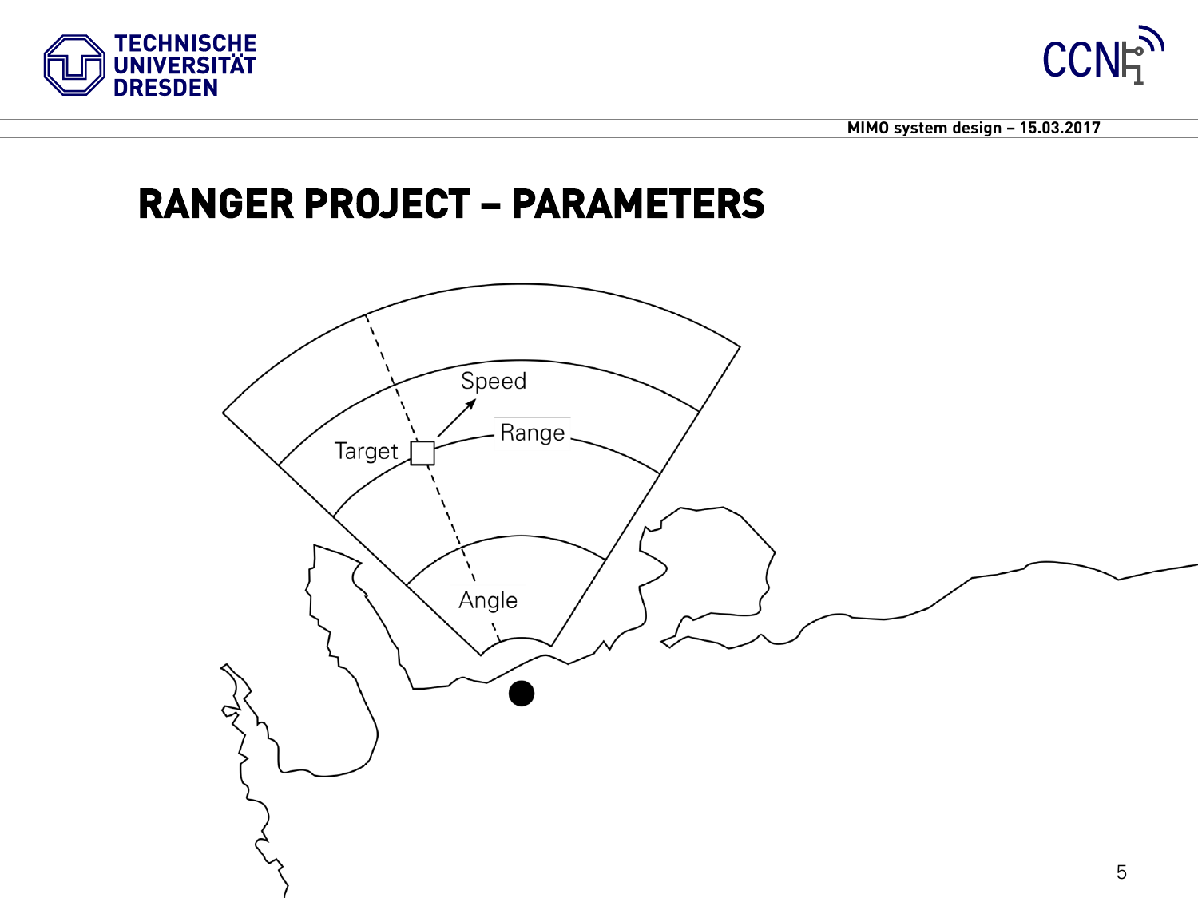# RANGER PROJECT – PARAMETERS

Speed

Target

Range

Angle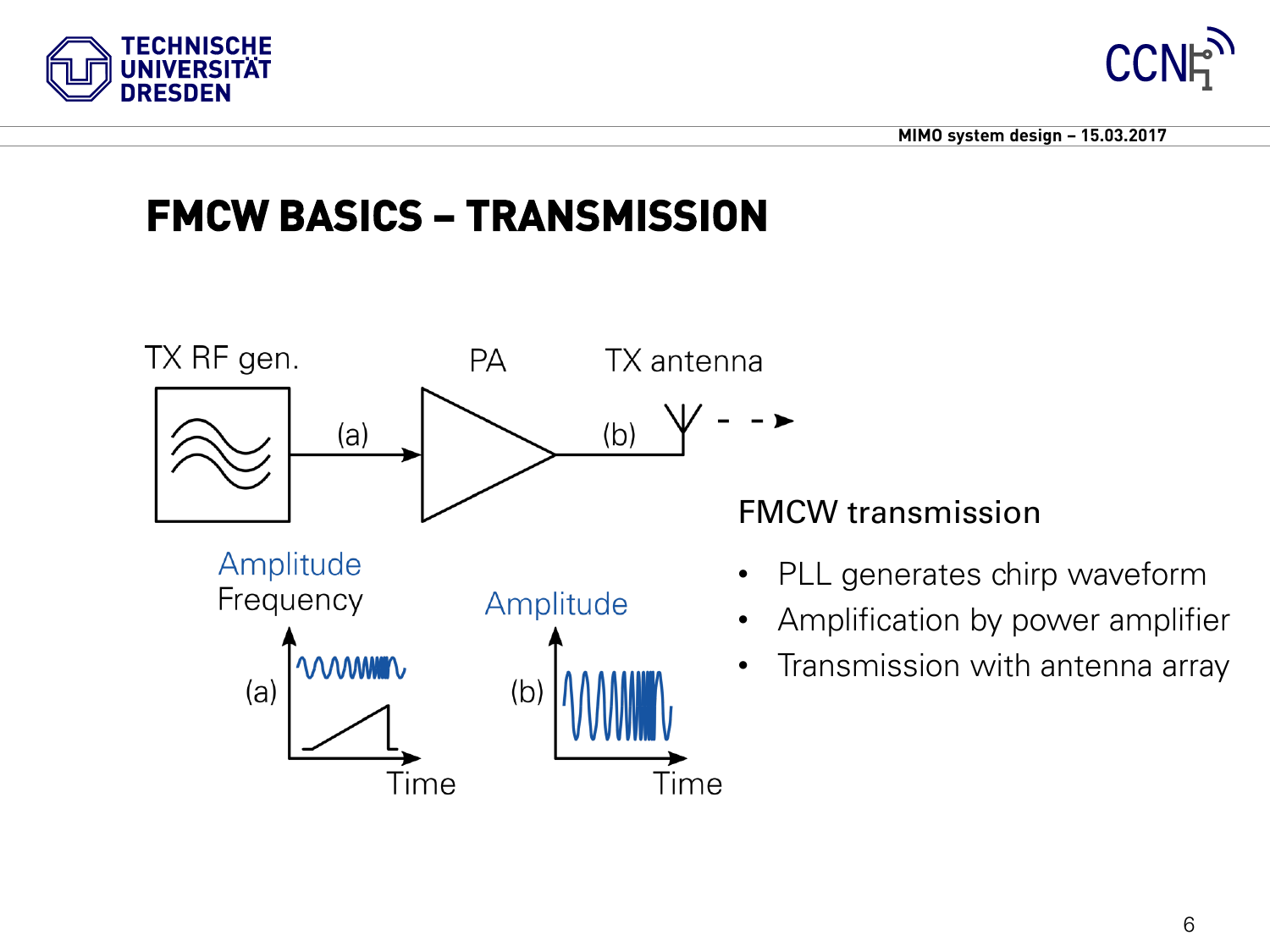# FMCW BASICS – TRANSMISSION

TX RF gen. — (a) → PA — (b) → TX antenna

(a) Amplitude / Frequency vs. Time

(b) Amplitude vs. Time

FMCW transmission

- PLL generates chirp waveform
- Amplification by power amplifier
- Transmission with antenna array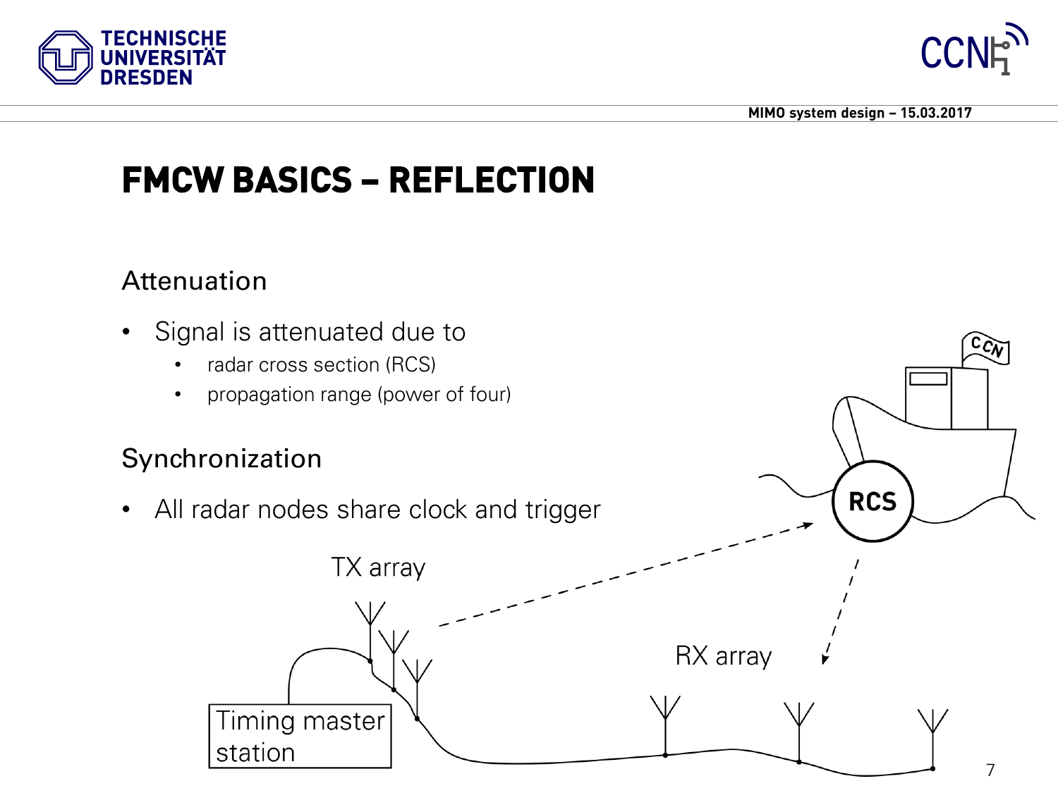# FMCW BASICS – REFLECTION

## Attenuation

- Signal is attenuated due to
  - radar cross section (RCS)
  - propagation range (power of four)

## Synchronization

- All radar nodes share clock and trigger

TX array

RCS

RX array

Timing master station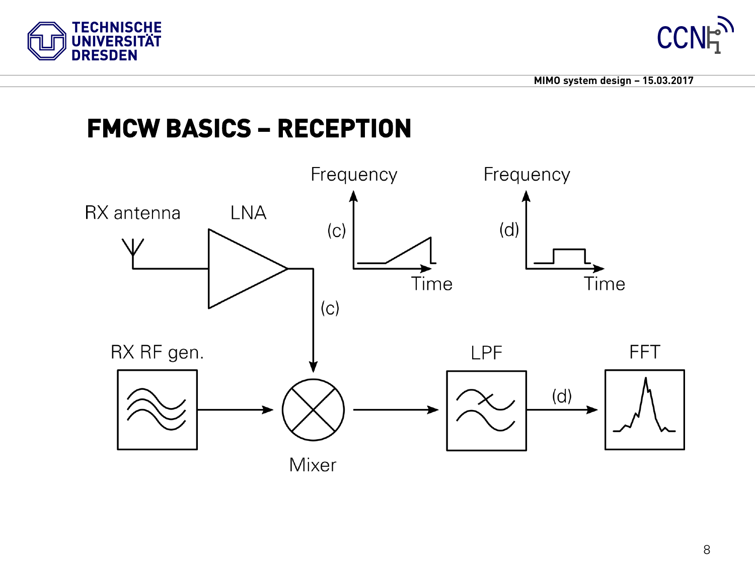# FMCW BASICS – RECEPTION

RX antenna

LNA

(c)

Frequency

(c)

Time

Frequency

(d)

Time

RX RF gen.

Mixer

LPF

(d)

FFT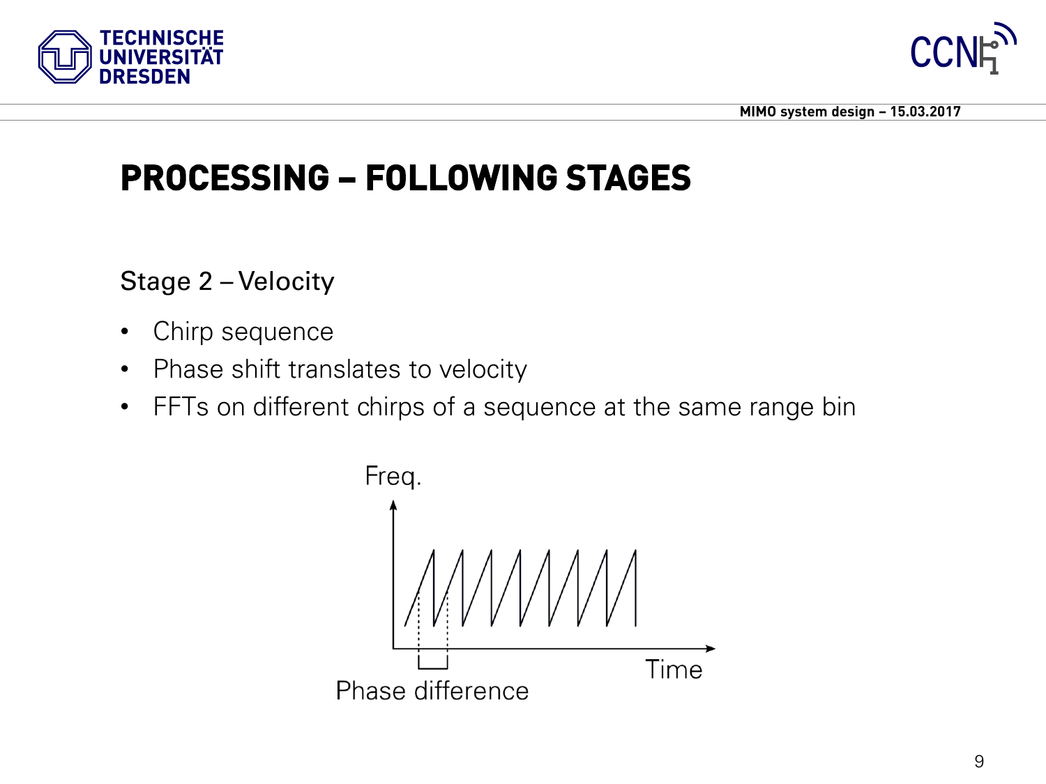# PROCESSING – FOLLOWING STAGES

Stage 2 – Velocity

- Chirp sequence
- Phase shift translates to velocity
- FFTs on different chirps of a sequence at the same range bin

Freq.

Time

Phase difference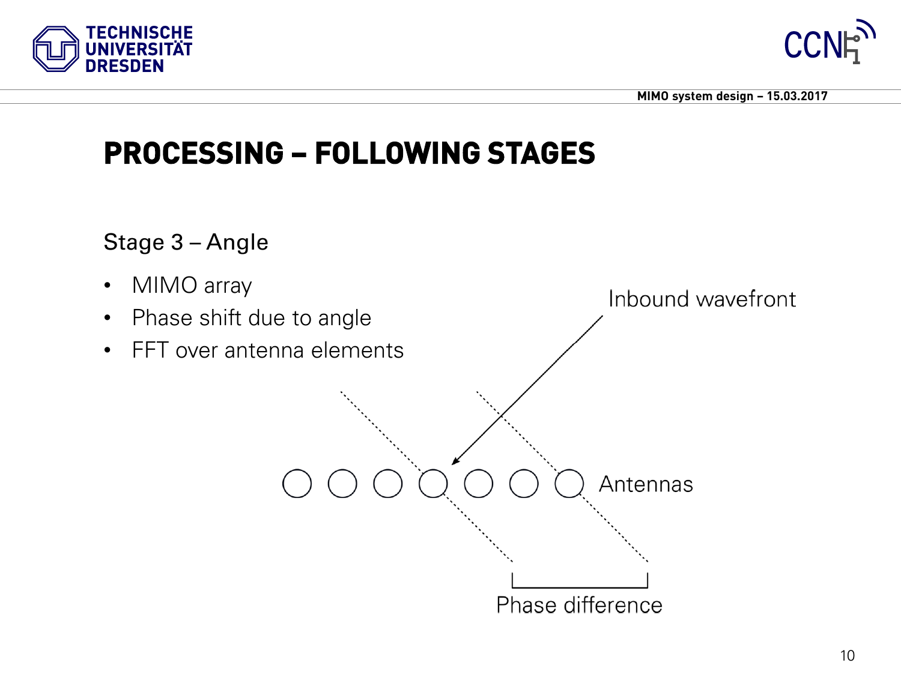# PROCESSING – FOLLOWING STAGES

Stage 3 – Angle

- MIMO array
- Phase shift due to angle
- FFT over antenna elements

Inbound wavefront

Antennas

Phase difference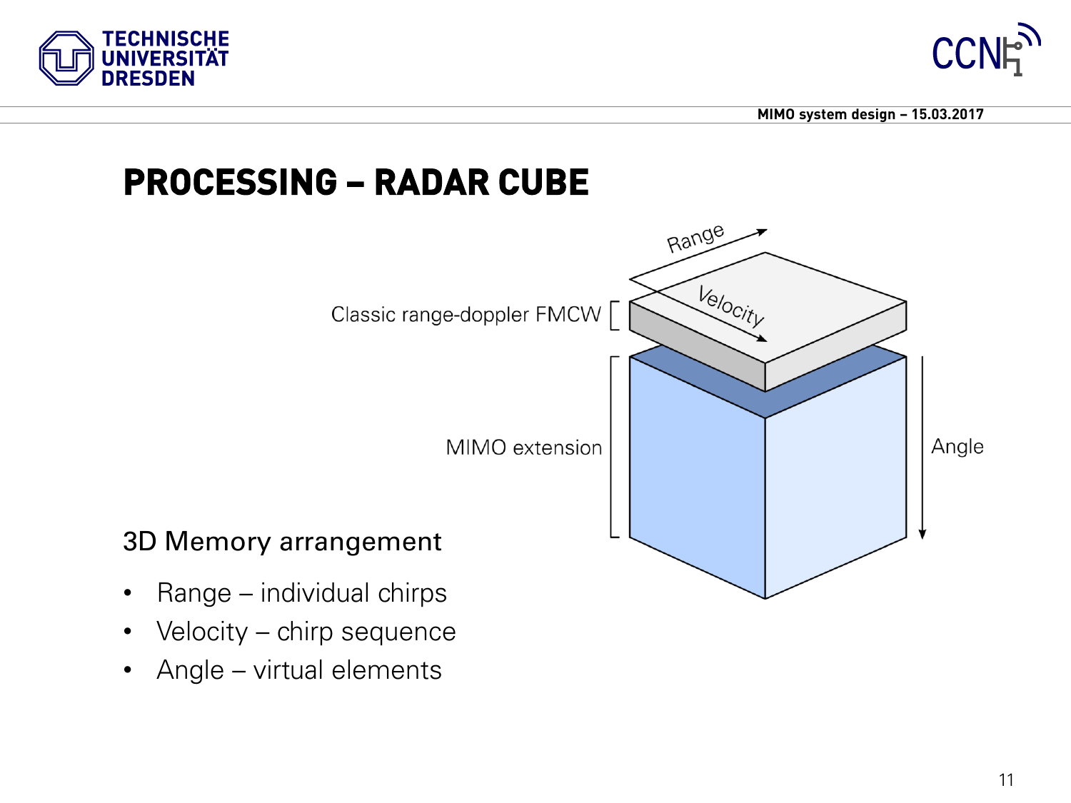# PROCESSING – RADAR CUBE

3D Memory arrangement

- Range – individual chirps
- Velocity – chirp sequence
- Angle – virtual elements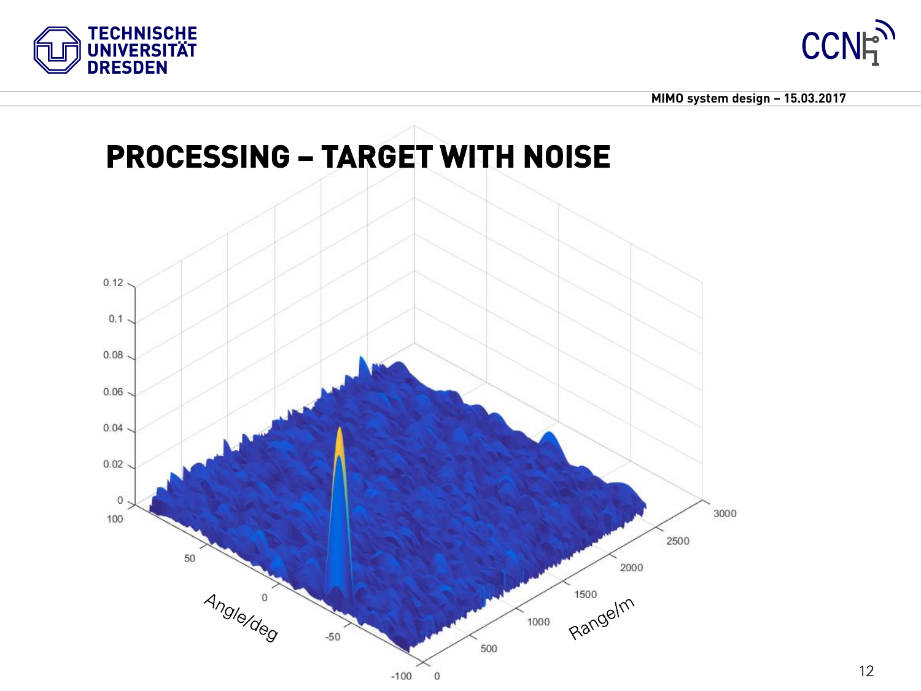# PROCESSING – TARGET WITH NOISE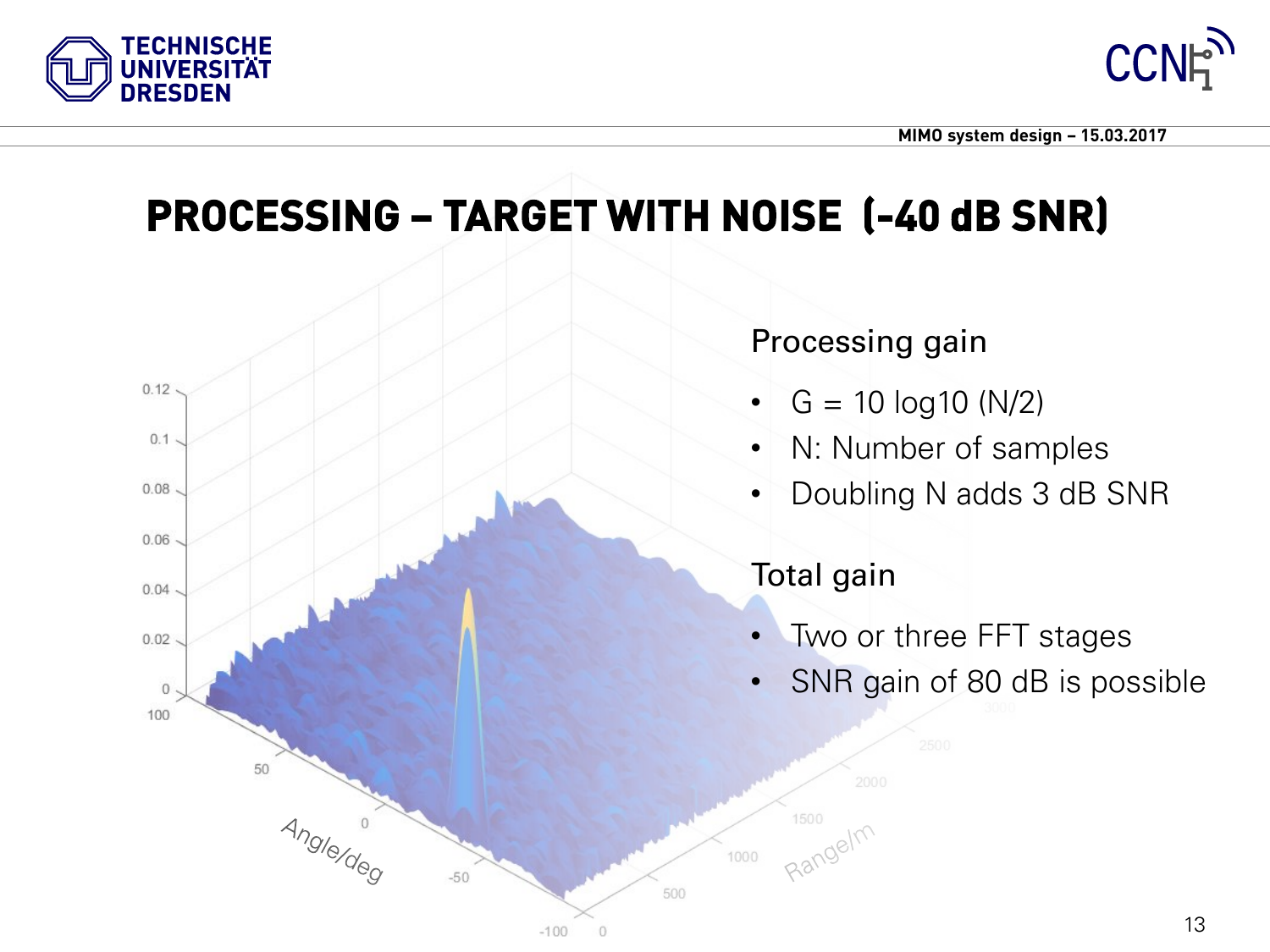# PROCESSING – TARGET WITH NOISE (-40 dB SNR)

## Processing gain

- $G = 10 \log10 (N/2)$
- N: Number of samples
- Doubling N adds 3 dB SNR

## Total gain

- Two or three FFT stages
- SNR gain of 80 dB is possible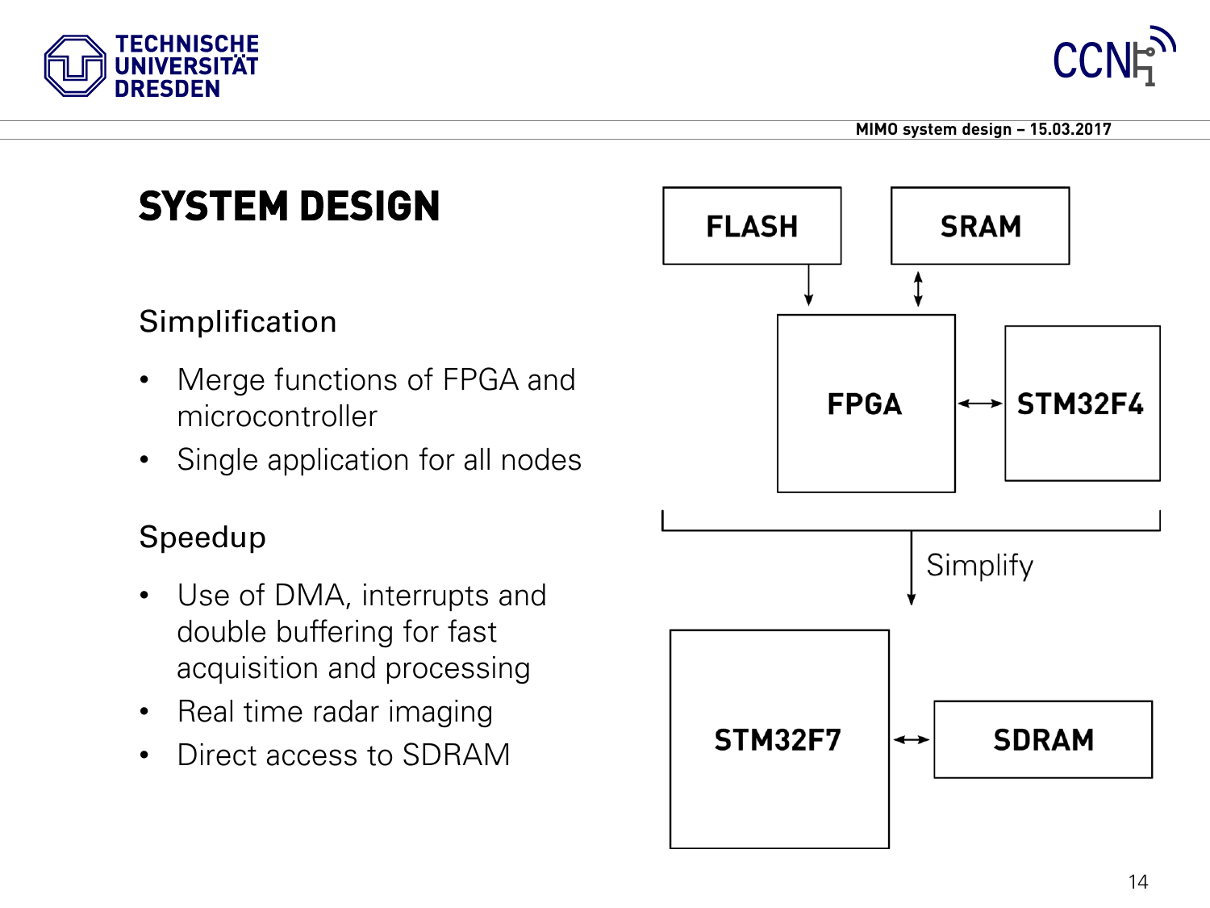# SYSTEM DESIGN

## Simplification

- Merge functions of FPGA and microcontroller
- Single application for all nodes

## Speedup

- Use of DMA, interrupts and double buffering for fast acquisition and processing
- Real time radar imaging
- Direct access to SDRAM

FLASH

SRAM

FPGA

STM32F4

Simplify

STM32F7

SDRAM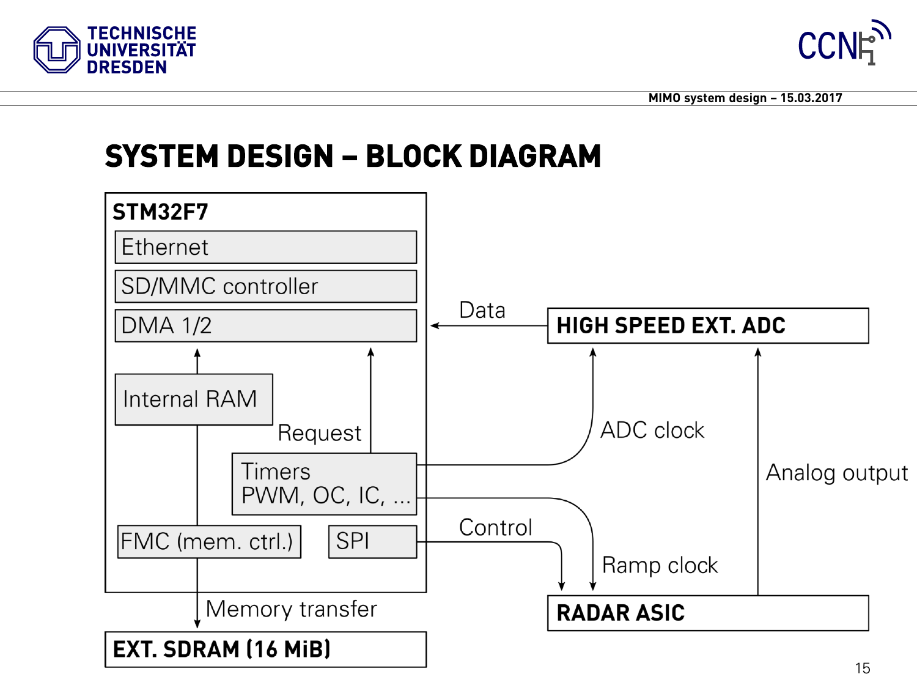# SYSTEM DESIGN – BLOCK DIAGRAM

STM32F7

Ethernet

SD/MMC controller

DMA 1/2

Internal RAM

Request

Timers
PWM, OC, IC, ...

FMC (mem. ctrl.)

SPI

Memory transfer

EXT. SDRAM (16 MiB)

Data

HIGH SPEED EXT. ADC

ADC clock

Analog output

Control

Ramp clock

RADAR ASIC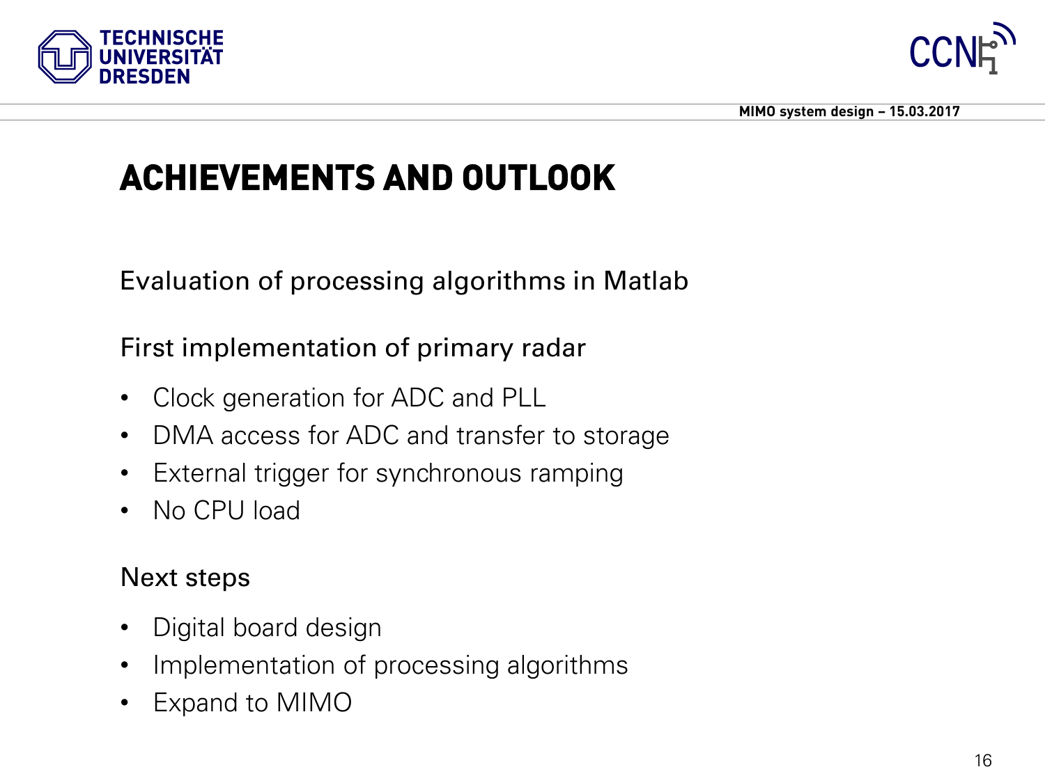# ACHIEVEMENTS AND OUTLOOK

Evaluation of processing algorithms in Matlab

First implementation of primary radar

- Clock generation for ADC and PLL
- DMA access for ADC and transfer to storage
- External trigger for synchronous ramping
- No CPU load

Next steps

- Digital board design
- Implementation of processing algorithms
- Expand to MIMO